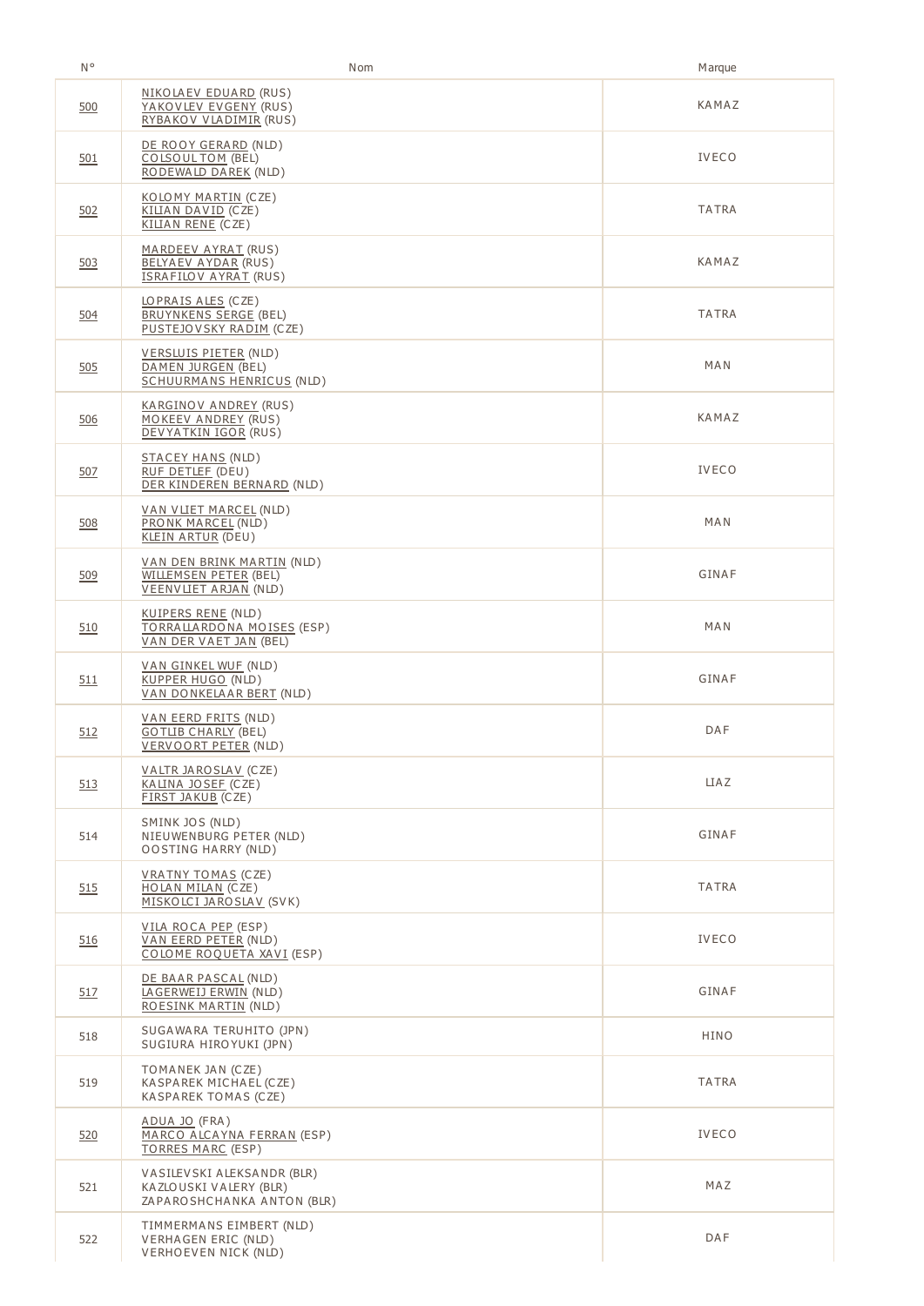| N° | Nom | Marque |
|---|---|---|
| 500 | NIKOLAEV EDUARD (RUS)<br>YAKOVLEV EVGENY (RUS)<br>RYBAKOV VLADIMIR (RUS) | KAMAZ |
| 501 | DE ROOY GERARD (NLD)<br>COLSOUL TOM (BEL)<br>RODEWALD DAREK (NLD) | IVECO |
| 502 | KOLOMY MARTIN (CZE)<br>KILIAN DAVID (CZE)<br>KILIAN RENE (CZE) | TATRA |
| 503 | MARDEEV AYRAT (RUS)<br>BELYAEV AYDAR (RUS)<br>ISRAFILOV AYRAT (RUS) | KAMAZ |
| 504 | LOPRAIS ALES (CZE)<br>BRUYNKENS SERGE (BEL)<br>PUSTEJOVSKY RADIM (CZE) | TATRA |
| 505 | VERSLUIS PIETER (NLD)<br>DAMEN JURGEN (BEL)<br>SCHUURMANS HENRICUS (NLD) | MAN |
| 506 | KARGINOV ANDREY (RUS)<br>MOKEEV ANDREY (RUS)<br>DEVYATKIN IGOR (RUS) | KAMAZ |
| 507 | STACEY HANS (NLD)<br>RUF DETLEF (DEU)<br>DER KINDEREN BERNARD (NLD) | IVECO |
| 508 | VAN VLIET MARCEL (NLD)<br>PRONK MARCEL (NLD)<br>KLEIN ARTUR (DEU) | MAN |
| 509 | VAN DEN BRINK MARTIN (NLD)<br>WILLEMSEN PETER (BEL)<br>VEENVLIET ARJAN (NLD) | GINAF |
| 510 | KUIPERS RENE (NLD)<br>TORRALLARDONA MOISES (ESP)<br>VAN DER VAET JAN (BEL) | MAN |
| 511 | VAN GINKEL WUF (NLD)<br>KUPPER HUGO (NLD)<br>VAN DONKELAAR BERT (NLD) | GINAF |
| 512 | VAN EERD FRITS (NLD)<br>GOTLIB CHARLY (BEL)<br>VERVOORT PETER (NLD) | DAF |
| 513 | VALTR JAROSLAV (CZE)<br>KALINA JOSEF (CZE)<br>FIRST JAKUB (CZE) | LIAZ |
| 514 | SMINK JOS (NLD)<br>NIEUWENBURG PETER (NLD)<br>OOSTING HARRY (NLD) | GINAF |
| 515 | VRATNY TOMAS (CZE)<br>HOLAN MILAN (CZE)<br>MISKOLCI JAROSLAV (SVK) | TATRA |
| 516 | VILA ROCA PEP (ESP)<br>VAN EERD PETER (NLD)<br>COLOME ROQUETA XAVI (ESP) | IVECO |
| 517 | DE BAAR PASCAL (NLD)<br>LAGERWEIJ ERWIN (NLD)<br>ROESINK MARTIN (NLD) | GINAF |
| 518 | SUGAWARA TERUHITO (JPN)<br>SUGIURA HIROYUKI (JPN) | HINO |
| 519 | TOMANEK JAN (CZE)<br>KASPAREK MICHAEL (CZE)<br>KASPAREK TOMAS (CZE) | TATRA |
| 520 | ADUA JO (FRA)<br>MARCO ALCAYNA FERRAN (ESP)<br>TORRES MARC (ESP) | IVECO |
| 521 | VASILEVSKI ALEKSANDR (BLR)<br>KAZLOUSKI VALERY (BLR)<br>ZAPAROSHCHANKA ANTON (BLR) | MAZ |
| 522 | TIMMERMANS EIMBERT (NLD)<br>VERHAGEN ERIC (NLD)<br>VERHOEVEN NICK (NLD) | DAF |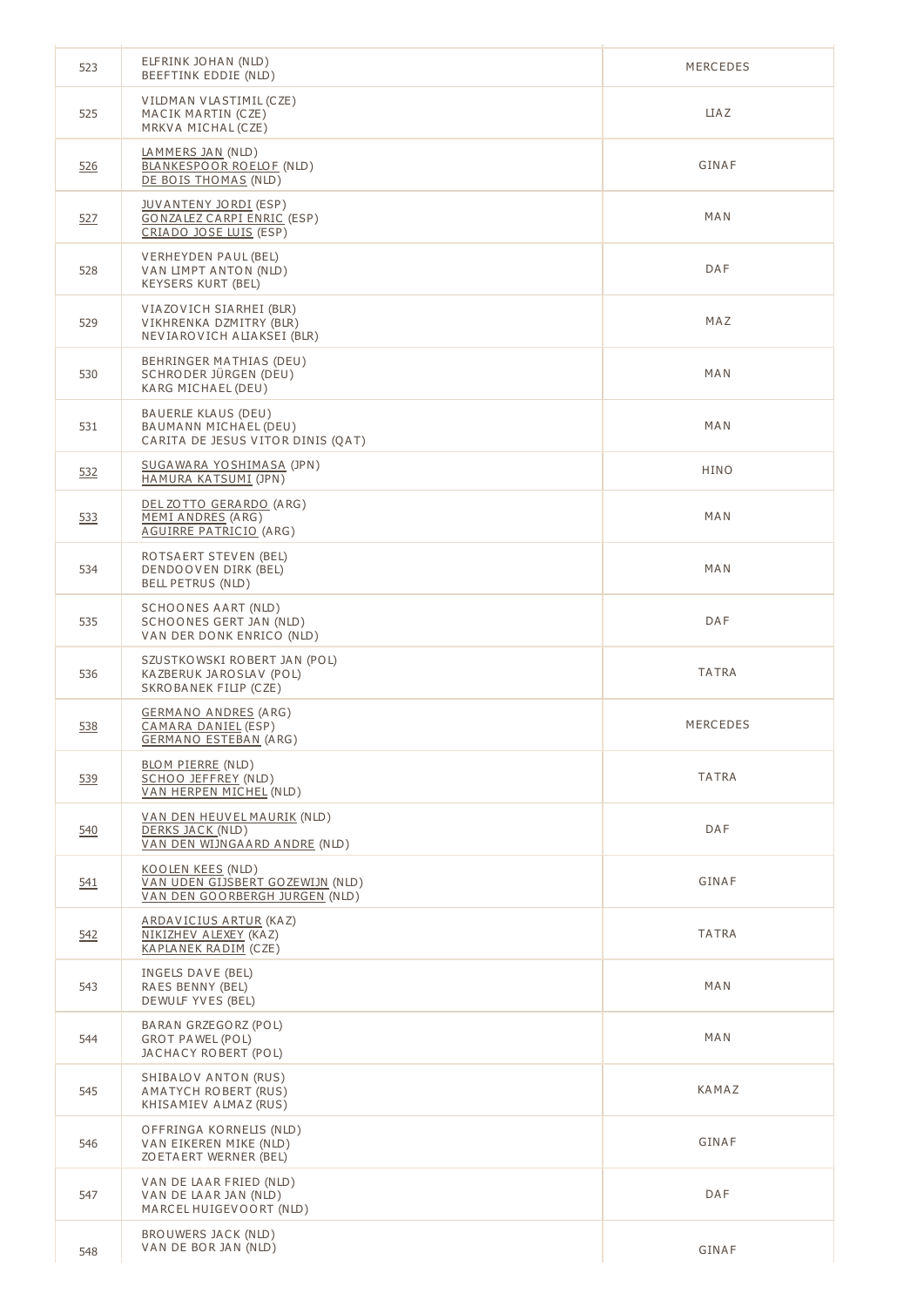| | | |
|---|---|---|
| 523 | ELFRINK JOHAN (NLD)<br>BEEFTINK EDDIE (NLD) | MERCEDES |
| 525 | VILDMAN VLASTIMIL (CZE)<br>MACIK MARTIN (CZE)<br>MRKVA MICHAL (CZE) | LIAZ |
| 526 | LAMMERS JAN (NLD)<br>BLANKESPOOR ROELOF (NLD)<br>DE BOIS THOMAS (NLD) | GINAF |
| 527 | JUVANTENY JORDI (ESP)<br>GONZALEZ CARPI ENRIC (ESP)<br>CRIADO JOSE LUIS (ESP) | MAN |
| 528 | VERHEYDEN PAUL (BEL)<br>VAN LIMPT ANTON (NLD)<br>KEYSERS KURT (BEL) | DAF |
| 529 | VIAZOVICH SIARHEI (BLR)<br>VIKHRENKA DZMITRY (BLR)<br>NEVIAROVICH ALIAKSEI (BLR) | MAZ |
| 530 | BEHRINGER MATHIAS (DEU)<br>SCHRODER JÜRGEN (DEU)<br>KARG MICHAEL (DEU) | MAN |
| 531 | BAUERLE KLAUS (DEU)<br>BAUMANN MICHAEL (DEU)<br>CARITA DE JESUS VITOR DINIS (QAT) | MAN |
| 532 | SUGAWARA YOSHIMASA (JPN)<br>HAMURA KATSUMI (JPN) | HINO |
| 533 | DEL ZOTTO GERARDO (ARG)<br>MEMI ANDRES (ARG)<br>AGUIRRE PATRICIO (ARG) | MAN |
| 534 | ROTSAERT STEVEN (BEL)<br>DENDOOVEN DIRK (BEL)<br>BELL PETRUS (NLD) | MAN |
| 535 | SCHOONES AART (NLD)<br>SCHOONES GERT JAN (NLD)<br>VAN DER DONK ENRICO (NLD) | DAF |
| 536 | SZUSTKOWSKI ROBERT JAN (POL)<br>KAZBERUK JAROSLAV (POL)<br>SKROBANEK FILIP (CZE) | TATRA |
| 538 | GERMANO ANDRES (ARG)<br>CAMARA DANIEL (ESP)<br>GERMANO ESTEBAN (ARG) | MERCEDES |
| 539 | BLOM PIERRE (NLD)<br>SCHOO JEFFREY (NLD)<br>VAN HERPEN MICHEL (NLD) | TATRA |
| 540 | VAN DEN HEUVEL MAURIK (NLD)<br>DERKS JACK (NLD)<br>VAN DEN WIJNGAARD ANDRE (NLD) | DAF |
| 541 | KOOLEN KEES (NLD)<br>VAN UDEN GIJSBERT GOZEWIJN (NLD)<br>VAN DEN GOORBERGH JURGEN (NLD) | GINAF |
| 542 | ARDAVICIUS ARTUR (KAZ)<br>NIKIZHEV ALEXEY (KAZ)<br>KAPLANEK RADIM (CZE) | TATRA |
| 543 | INGELS DAVE (BEL)<br>RAES BENNY (BEL)<br>DEWULF YVES (BEL) | MAN |
| 544 | BARAN GRZEGORZ (POL)<br>GROT PAWEL (POL)<br>JACHACY ROBERT (POL) | MAN |
| 545 | SHIBALOV ANTON (RUS)<br>AMATYCH ROBERT (RUS)<br>KHISAMIEV ALMAZ (RUS) | KAMAZ |
| 546 | OFFRINGA KORNELIS (NLD)<br>VAN EIKEREN MIKE (NLD)<br>ZOETAERT WERNER (BEL) | GINAF |
| 547 | VAN DE LAAR FRIED (NLD)<br>VAN DE LAAR JAN (NLD)<br>MARCEL HUIGEVOORT (NLD) | DAF |
| 548 | BROUWERS JACK (NLD)<br>VAN DE BOR JAN (NLD) | GINAF |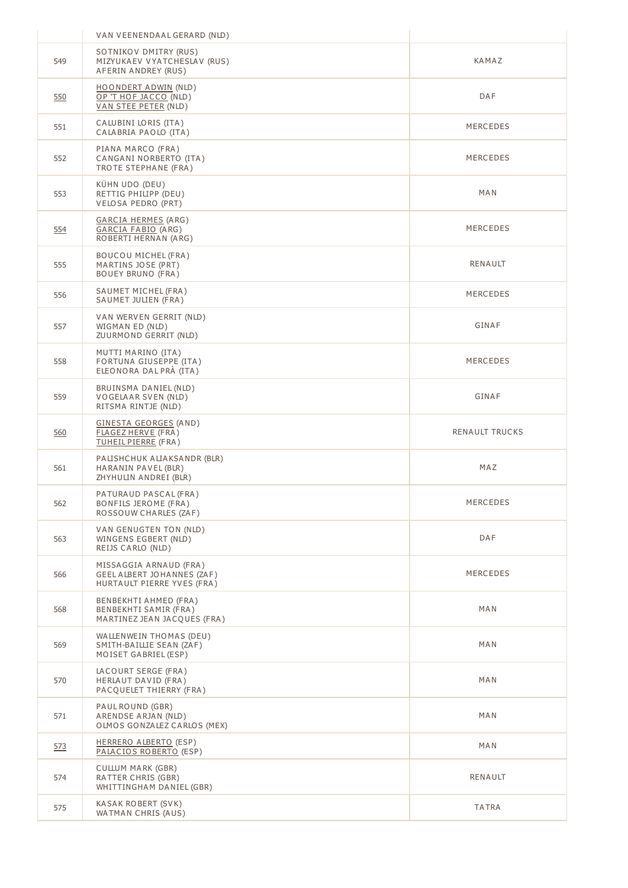| | | |
|---|---|---|
| | VAN VEENENDAAL GERARD (NLD) | |
| 549 | SOTNIKOV DMITRY (RUS)<br>MIZYUKAEV VYATCHESLAV (RUS)<br>AFERIN ANDREY (RUS) | KAMAZ |
| 550 | HOONDERT ADWIN (NLD)<br>OP 'T HOF JACCO (NLD)<br>VAN STEE PETER (NLD) | DAF |
| 551 | CALUBINI LORIS (ITA)<br>CALABRIA PAOLO (ITA) | MERCEDES |
| 552 | PIANA MARCO (FRA)<br>CANGANI NORBERTO (ITA)<br>TROTE STEPHANE (FRA) | MERCEDES |
| 553 | KÜHN UDO (DEU)<br>RETTIG PHILIPP (DEU)<br>VELOSA PEDRO (PRT) | MAN |
| 554 | GARCIA HERMES (ARG)<br>GARCIA FABIO (ARG)<br>ROBERTI HERNAN (ARG) | MERCEDES |
| 555 | BOUCOU MICHEL (FRA)<br>MARTINS JOSE (PRT)<br>BOUEY BRUNO (FRA) | RENAULT |
| 556 | SAUMET MICHEL (FRA)<br>SAUMET JULIEN (FRA) | MERCEDES |
| 557 | VAN WERVEN GERRIT (NLD)<br>WIGMAN ED (NLD)<br>ZUURMOND GERRIT (NLD) | GINAF |
| 558 | MUTTI MARINO (ITA)<br>FORTUNA GIUSEPPE (ITA)<br>ELEONORA DAL PRÀ (ITA) | MERCEDES |
| 559 | BRUINSMA DANIEL (NLD)<br>VOGELAAR SVEN (NLD)<br>RITSMA RINTJE (NLD) | GINAF |
| 560 | GINESTA GEORGES (AND)<br>FLAGEZ HERVE (FRA)<br>TUHEIL PIERRE (FRA) | RENAULT TRUCKS |
| 561 | PALISHCHUK ALIAKSANDR (BLR)<br>HARANIN PAVEL (BLR)<br>ZHYHULIN ANDREI (BLR) | MAZ |
| 562 | PATURAUD PASCAL (FRA)<br>BONFILS JEROME (FRA)<br>ROSSOUW CHARLES (ZAF) | MERCEDES |
| 563 | VAN GENUGTEN TON (NLD)<br>WINGENS EGBERT (NLD)<br>REIJS CARLO (NLD) | DAF |
| 566 | MISSAGGIA ARNAUD (FRA)<br>GEEL ALBERT JOHANNES (ZAF)<br>HURTAULT PIERRE YVES (FRA) | MERCEDES |
| 568 | BENBEKHTI AHMED (FRA)<br>BENBEKHTI SAMIR (FRA)<br>MARTINEZ JEAN JACQUES (FRA) | MAN |
| 569 | WALLENWEIN THOMAS (DEU)<br>SMITH-BAILLIE SEAN (ZAF)<br>MOISET GABRIEL (ESP) | MAN |
| 570 | LACOURT SERGE (FRA)<br>HERLAUT DAVID (FRA)<br>PACQUELET THIERRY (FRA) | MAN |
| 571 | PAUL ROUND (GBR)<br>ARENDSE ARJAN (NLD)<br>OLMOS GONZALEZ CARLOS (MEX) | MAN |
| 573 | HERRERO ALBERTO (ESP)<br>PALACIOS ROBERTO (ESP) | MAN |
| 574 | CULLUM MARK (GBR)<br>RATTER CHRIS (GBR)<br>WHITTINGHAM DANIEL (GBR) | RENAULT |
| 575 | KASAK ROBERT (SVK)<br>WATMAN CHRIS (AUS) | TATRA |